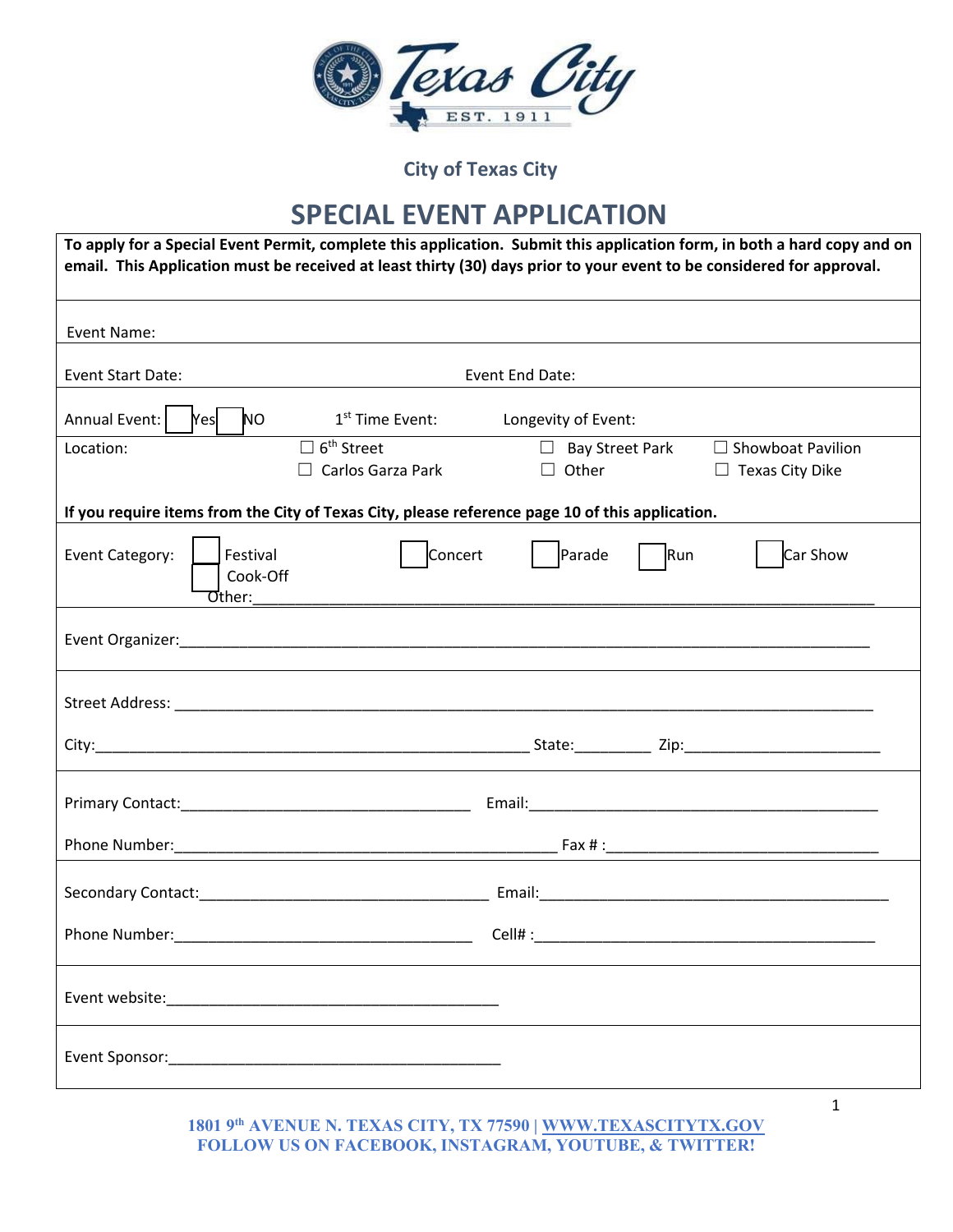City of Texas City

# SPECIAL EVENT APPLICATION

**To apply for a Special Event Permit, complete this application. Submit this application form, in both a hard copy and on email. This Application must be received at least thirty (30) days prior to your event to be considered for approval.**

Event Name:

Event Start Date: Event End Date:

Annual Event: ☐ Yes ☐ NO 1st Time Event: Longevity of Event:

Location: ☐ 6th Street ☐ Bay Street Park ☐ Showboat Pavilion ☐ Carlos Garza Park ☐ Other ☐ Texas City Dike

**If you require items from the City of Texas City, please reference page 10 of this application.**

Event Category: ☐ Festival ☐ Concert ☐ Parade ☐ Run ☐ Car Show ☐ Cook-Off Other:\_\_\_\_\_\_\_\_\_\_\_\_\_\_\_\_\_\_\_\_\_\_\_\_\_\_\_\_\_\_\_\_\_\_\_\_\_\_\_\_\_\_\_\_\_\_\_\_\_\_\_\_\_\_\_\_\_\_\_\_

Event Organizer:\_\_\_\_\_\_\_\_\_\_\_\_\_\_\_\_\_\_\_\_\_\_\_\_\_\_\_\_\_\_\_\_\_\_\_\_\_\_\_\_\_\_\_\_\_\_\_\_\_\_\_\_\_\_\_\_\_\_\_\_\_\_\_\_

Street Address: \_\_\_\_\_\_\_\_\_\_\_\_\_\_\_\_\_\_\_\_\_\_\_\_\_\_\_\_\_\_\_\_\_\_\_\_\_\_\_\_\_\_\_\_\_\_\_\_\_\_\_\_\_\_\_\_\_\_\_\_\_\_\_\_

City:\_\_\_\_\_\_\_\_\_\_\_\_\_\_\_\_\_\_\_\_\_\_\_\_\_\_\_\_\_\_\_\_\_\_\_\_\_\_\_\_ State:\_\_\_\_\_\_\_\_ Zip:\_\_\_\_\_\_\_\_\_\_\_\_\_\_\_\_\_\_\_\_

Primary Contact:\_\_\_\_\_\_\_\_\_\_\_\_\_\_\_\_\_\_\_\_\_\_\_\_\_\_\_\_ Email:\_\_\_\_\_\_\_\_\_\_\_\_\_\_\_\_\_\_\_\_\_\_\_\_\_\_\_\_\_\_\_\_\_\_

Phone Number:\_\_\_\_\_\_\_\_\_\_\_\_\_\_\_\_\_\_\_\_\_\_\_\_\_\_\_\_\_\_\_\_\_\_\_\_\_\_ Fax # :\_\_\_\_\_\_\_\_\_\_\_\_\_\_\_\_\_\_\_\_\_\_\_\_\_\_

Secondary Contact:\_\_\_\_\_\_\_\_\_\_\_\_\_\_\_\_\_\_\_\_\_\_\_\_\_\_\_\_ Email:\_\_\_\_\_\_\_\_\_\_\_\_\_\_\_\_\_\_\_\_\_\_\_\_\_\_\_\_\_\_\_\_\_\_

Phone Number:\_\_\_\_\_\_\_\_\_\_\_\_\_\_\_\_\_\_\_\_\_\_\_\_\_\_\_\_\_ Cell# :\_\_\_\_\_\_\_\_\_\_\_\_\_\_\_\_\_\_\_\_\_\_\_\_\_\_\_\_\_\_\_\_\_\_

Event website:\_\_\_\_\_\_\_\_\_\_\_\_\_\_\_\_\_\_\_\_\_\_\_\_\_\_\_\_\_\_\_\_

Event Sponsor:\_\_\_\_\_\_\_\_\_\_\_\_\_\_\_\_\_\_\_\_\_\_\_\_\_\_\_\_\_\_\_\_

1801 9th AVENUE N. TEXAS CITY, TX 77590 | WWW.TEXASCITYTX.GOV
FOLLOW US ON FACEBOOK, INSTAGRAM, YOUTUBE, & TWITTER!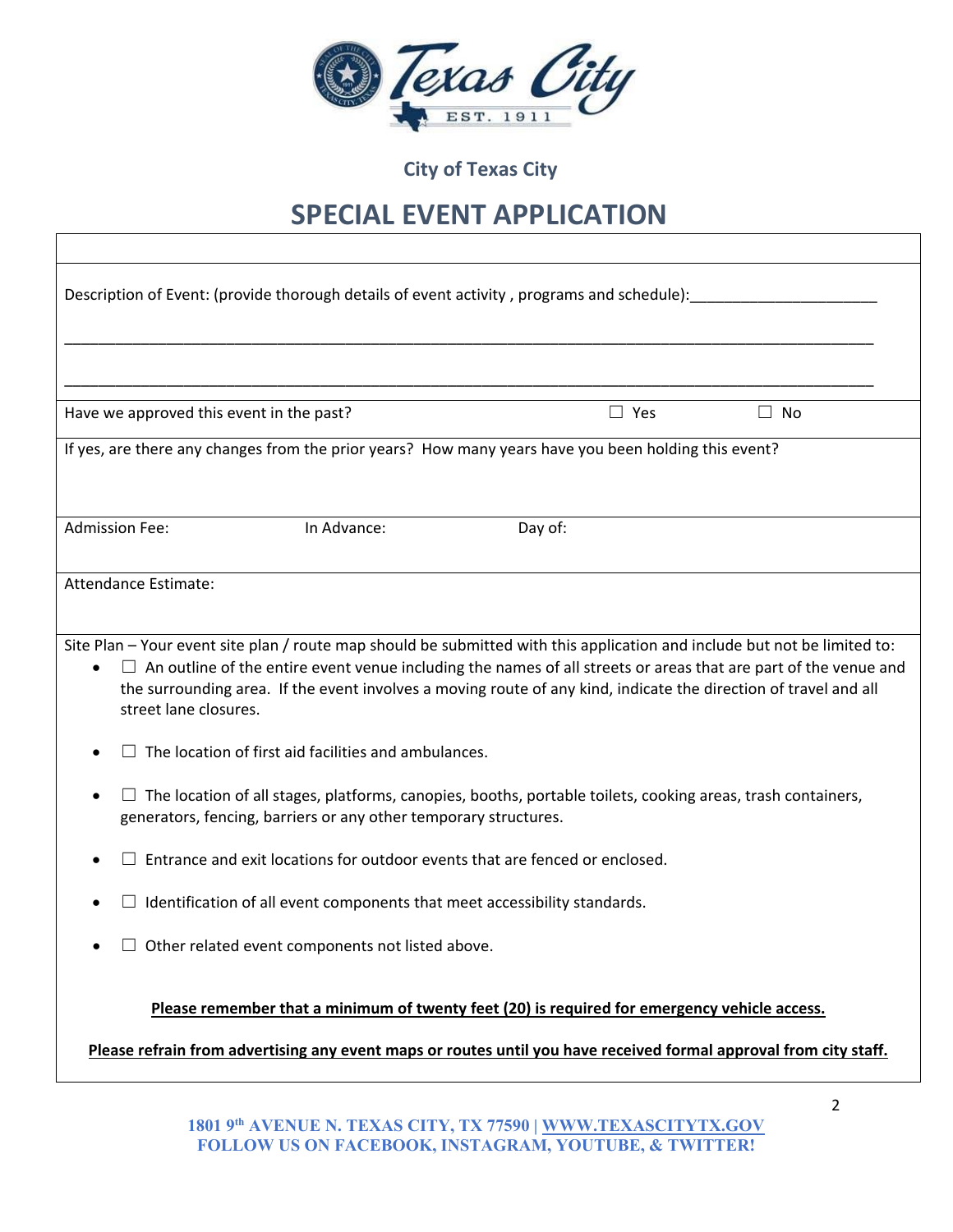City of Texas City

# SPECIAL EVENT APPLICATION

Description of Event: (provide thorough details of event activity , programs and schedule):______________________

_____________________________________________________________________________________________

_____________________________________________________________________________________________

Have we approved this event in the past? ☐ Yes ☐ No

If yes, are there any changes from the prior years? How many years have you been holding this event?

Admission Fee: In Advance: Day of:

Attendance Estimate:

Site Plan – Your event site plan / route map should be submitted with this application and include but not be limited to:

- ☐ An outline of the entire event venue including the names of all streets or areas that are part of the venue and the surrounding area. If the event involves a moving route of any kind, indicate the direction of travel and all street lane closures.
- ☐ The location of first aid facilities and ambulances.
- ☐ The location of all stages, platforms, canopies, booths, portable toilets, cooking areas, trash containers, generators, fencing, barriers or any other temporary structures.
- ☐ Entrance and exit locations for outdoor events that are fenced or enclosed.
- ☐ Identification of all event components that meet accessibility standards.
- ☐ Other related event components not listed above.

**Please remember that a minimum of twenty feet (20) is required for emergency vehicle access.**

**Please refrain from advertising any event maps or routes until you have received formal approval from city staff.**

1801 9th AVENUE N. TEXAS CITY, TX 77590 | WWW.TEXASCITYTX.GOV
FOLLOW US ON FACEBOOK, INSTAGRAM, YOUTUBE, & TWITTER!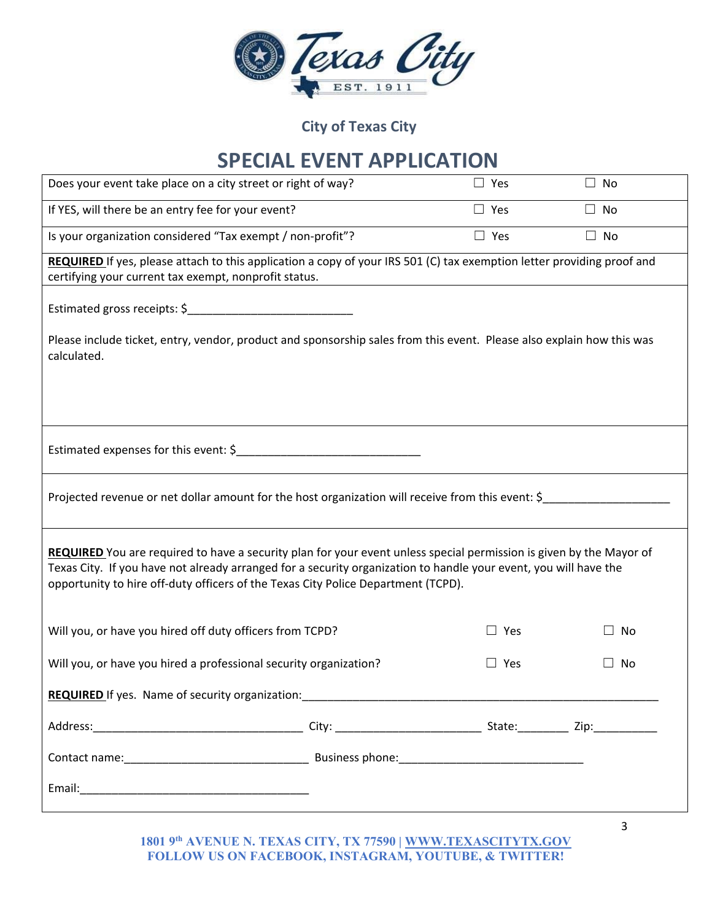City of Texas City

# SPECIAL EVENT APPLICATION

| Question | Yes | No |
|---|---|---|
| Does your event take place on a city street or right of way? | ☐ Yes | ☐ No |
| If YES, will there be an entry fee for your event? | ☐ Yes | ☐ No |
| Is your organization considered "Tax exempt / non-profit"? | ☐ Yes | ☐ No |

**REQUIRED** If yes, please attach to this application a copy of your IRS 501 (C) tax exemption letter providing proof and certifying your current tax exempt, nonprofit status.

Estimated gross receipts: $__________________________

Please include ticket, entry, vendor, product and sponsorship sales from this event. Please also explain how this was calculated.

Estimated expenses for this event: $_____________________________

Projected revenue or net dollar amount for the host organization will receive from this event: $____________________

**REQUIRED** You are required to have a security plan for your event unless special permission is given by the Mayor of Texas City. If you have not already arranged for a security organization to handle your event, you will have the opportunity to hire off-duty officers of the Texas City Police Department (TCPD).

| Question | Yes | No |
|---|---|---|
| Will you, or have you hired off duty officers from TCPD? | ☐ Yes | ☐ No |
| Will you, or have you hired a professional security organization? | ☐ Yes | ☐ No |

**REQUIRED** If yes. Name of security organization:__________________________________________________________

Address:_________________________________ City: _______________________ State:________ Zip:__________

Contact name:_____________________________ Business phone:_____________________________

Email:____________________________________

1801 9th AVENUE N. TEXAS CITY, TX 77590 | WWW.TEXASCITYTX.GOV
FOLLOW US ON FACEBOOK, INSTAGRAM, YOUTUBE, & TWITTER!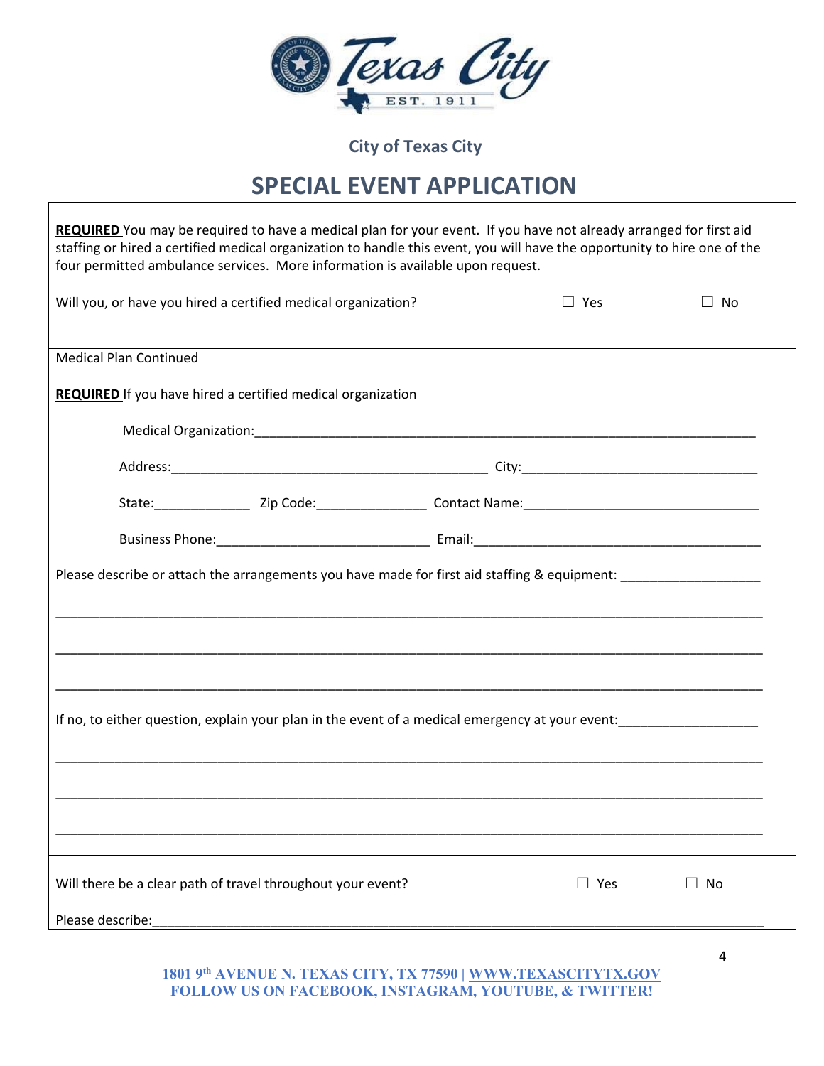City of Texas City

# SPECIAL EVENT APPLICATION

**REQUIRED** You may be required to have a medical plan for your event. If you have not already arranged for first aid staffing or hired a certified medical organization to handle this event, you will have the opportunity to hire one of the four permitted ambulance services. More information is available upon request.

Will you, or have you hired a certified medical organization? ☐ Yes ☐ No

Medical Plan Continued

**REQUIRED** If you have hired a certified medical organization

Medical Organization:_______________________________________________________________________

Address:____________________________________________ City:________________________________

State:_____________ Zip Code:_______________ Contact Name:________________________________

Business Phone:_____________________________ Email:_______________________________________

Please describe or attach the arrangements you have made for first aid staffing & equipment: __________________

_____________________________________________________________________________________________

_____________________________________________________________________________________________

_____________________________________________________________________________________________

If no, to either question, explain your plan in the event of a medical emergency at your event:__________________

_____________________________________________________________________________________________

_____________________________________________________________________________________________

_____________________________________________________________________________________________

Will there be a clear path of travel throughout your event? ☐ Yes ☐ No

Please describe:_______________________________________________________________________________

**1801 9th AVENUE N. TEXAS CITY, TX 77590 | WWW.TEXASCITYTX.GOV**
**FOLLOW US ON FACEBOOK, INSTAGRAM, YOUTUBE, & TWITTER!**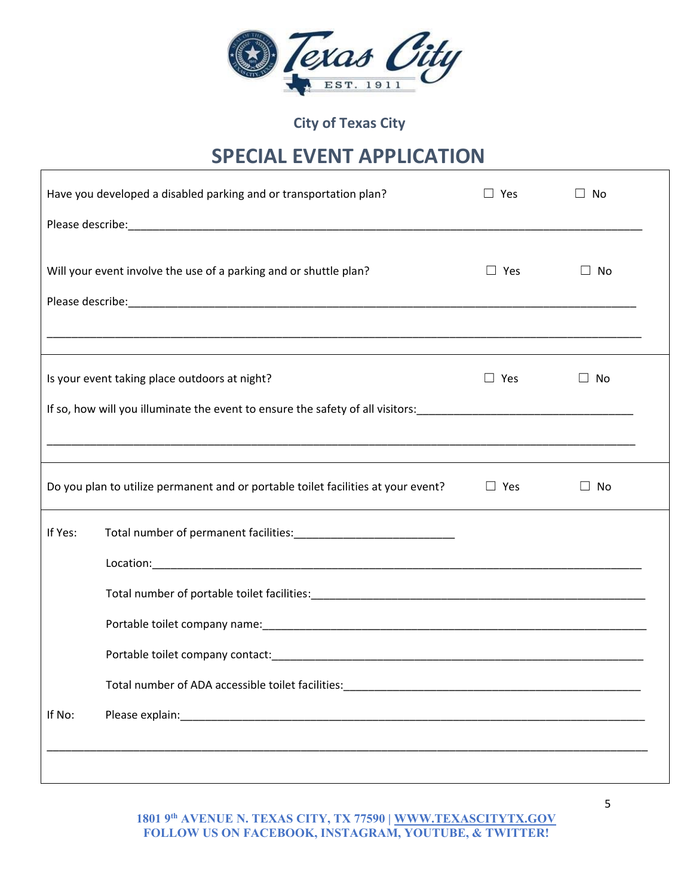City of Texas City

# SPECIAL EVENT APPLICATION

Have you developed a disabled parking and or transportation plan? ☐ Yes ☐ No

Please describe:\_\_\_\_\_\_\_\_\_\_\_\_\_\_\_\_\_\_\_\_\_\_\_\_\_\_\_\_\_\_\_\_\_\_\_\_\_\_\_\_\_\_\_\_\_\_\_\_\_\_\_\_\_\_\_\_\_\_\_\_\_\_\_\_\_\_\_\_\_\_\_\_\_\_

Will your event involve the use of a parking and or shuttle plan? ☐ Yes ☐ No

Please describe:\_\_\_\_\_\_\_\_\_\_\_\_\_\_\_\_\_\_\_\_\_\_\_\_\_\_\_\_\_\_\_\_\_\_\_\_\_\_\_\_\_\_\_\_\_\_\_\_\_\_\_\_\_\_\_\_\_\_\_\_\_\_\_\_\_\_\_\_\_\_\_\_\_\_

\_\_\_\_\_\_\_\_\_\_\_\_\_\_\_\_\_\_\_\_\_\_\_\_\_\_\_\_\_\_\_\_\_\_\_\_\_\_\_\_\_\_\_\_\_\_\_\_\_\_\_\_\_\_\_\_\_\_\_\_\_\_\_\_\_\_\_\_\_\_\_\_\_\_\_\_\_\_\_\_\_\_\_\_\_\_

---

Is your event taking place outdoors at night? ☐ Yes ☐ No

If so, how will you illuminate the event to ensure the safety of all visitors:\_\_\_\_\_\_\_\_\_\_\_\_\_\_\_\_\_\_\_\_\_\_\_\_\_\_\_\_\_\_\_\_\_\_

\_\_\_\_\_\_\_\_\_\_\_\_\_\_\_\_\_\_\_\_\_\_\_\_\_\_\_\_\_\_\_\_\_\_\_\_\_\_\_\_\_\_\_\_\_\_\_\_\_\_\_\_\_\_\_\_\_\_\_\_\_\_\_\_\_\_\_\_\_\_\_\_\_\_\_\_\_\_\_\_\_\_\_\_\_\_

---

Do you plan to utilize permanent and or portable toilet facilities at your event? ☐ Yes ☐ No

---

If Yes: Total number of permanent facilities:\_\_\_\_\_\_\_\_\_\_\_\_\_\_\_\_\_\_\_\_\_\_\_\_\_\_

Location:\_\_\_\_\_\_\_\_\_\_\_\_\_\_\_\_\_\_\_\_\_\_\_\_\_\_\_\_\_\_\_\_\_\_\_\_\_\_\_\_\_\_\_\_\_\_\_\_\_\_\_\_\_\_\_\_\_\_\_\_\_\_\_\_\_\_\_\_\_\_\_\_\_\_

Total number of portable toilet facilities:\_\_\_\_\_\_\_\_\_\_\_\_\_\_\_\_\_\_\_\_\_\_\_\_\_\_\_\_\_\_\_\_\_\_\_\_\_\_\_\_\_\_\_\_\_\_\_\_\_\_\_\_\_\_

Portable toilet company name:\_\_\_\_\_\_\_\_\_\_\_\_\_\_\_\_\_\_\_\_\_\_\_\_\_\_\_\_\_\_\_\_\_\_\_\_\_\_\_\_\_\_\_\_\_\_\_\_\_\_\_\_\_\_\_\_\_\_\_\_\_\_

Portable toilet company contact:\_\_\_\_\_\_\_\_\_\_\_\_\_\_\_\_\_\_\_\_\_\_\_\_\_\_\_\_\_\_\_\_\_\_\_\_\_\_\_\_\_\_\_\_\_\_\_\_\_\_\_\_\_\_\_\_\_\_\_\_

Total number of ADA accessible toilet facilities:\_\_\_\_\_\_\_\_\_\_\_\_\_\_\_\_\_\_\_\_\_\_\_\_\_\_\_\_\_\_\_\_\_\_\_\_\_\_\_\_\_\_\_\_\_\_\_\_

If No: Please explain:\_\_\_\_\_\_\_\_\_\_\_\_\_\_\_\_\_\_\_\_\_\_\_\_\_\_\_\_\_\_\_\_\_\_\_\_\_\_\_\_\_\_\_\_\_\_\_\_\_\_\_\_\_\_\_\_\_\_\_\_\_\_\_\_\_\_\_\_\_\_\_\_\_\_

\_\_\_\_\_\_\_\_\_\_\_\_\_\_\_\_\_\_\_\_\_\_\_\_\_\_\_\_\_\_\_\_\_\_\_\_\_\_\_\_\_\_\_\_\_\_\_\_\_\_\_\_\_\_\_\_\_\_\_\_\_\_\_\_\_\_\_\_\_\_\_\_\_\_\_\_\_\_\_\_\_\_\_\_\_\_

**1801 9th AVENUE N. TEXAS CITY, TX 77590 | WWW.TEXASCITYTX.GOV**
**FOLLOW US ON FACEBOOK, INSTAGRAM, YOUTUBE, & TWITTER!**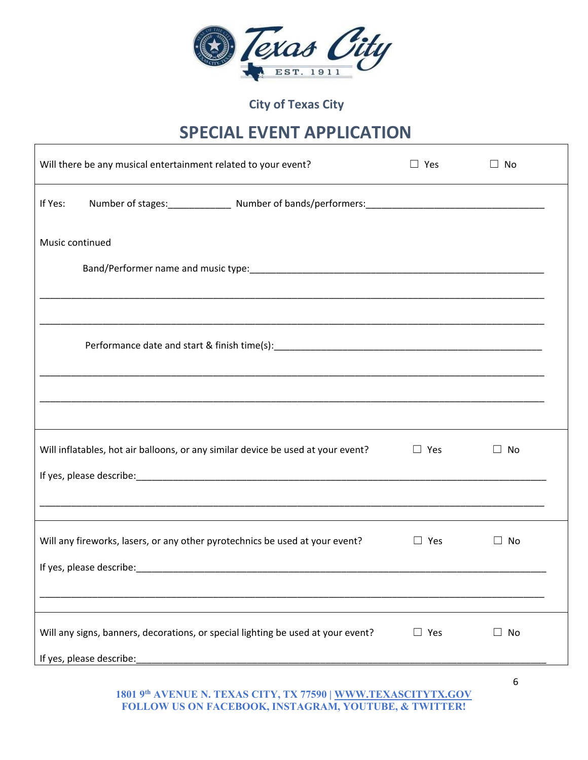City of Texas City

# SPECIAL EVENT APPLICATION

Will there be any musical entertainment related to your event? ☐ Yes ☐ No

If Yes: Number of stages:____________ Number of bands/performers:_________________________________

Music continued

Band/Performer name and music type:_________________________________________________________

_____________________________________________________________________________________________

_____________________________________________________________________________________________

Performance date and start & finish time(s):___________________________________________________

_____________________________________________________________________________________________

_____________________________________________________________________________________________

Will inflatables, hot air balloons, or any similar device be used at your event? ☐ Yes ☐ No

If yes, please describe:______________________________________________________________________

_____________________________________________________________________________________________

Will any fireworks, lasers, or any other pyrotechnics be used at your event? ☐ Yes ☐ No

If yes, please describe:______________________________________________________________________

_____________________________________________________________________________________________

Will any signs, banners, decorations, or special lighting be used at your event? ☐ Yes ☐ No

If yes, please describe:______________________________________________________________________

1801 9th AVENUE N. TEXAS CITY, TX 77590 | WWW.TEXASCITYTX.GOV
FOLLOW US ON FACEBOOK, INSTAGRAM, YOUTUBE, & TWITTER!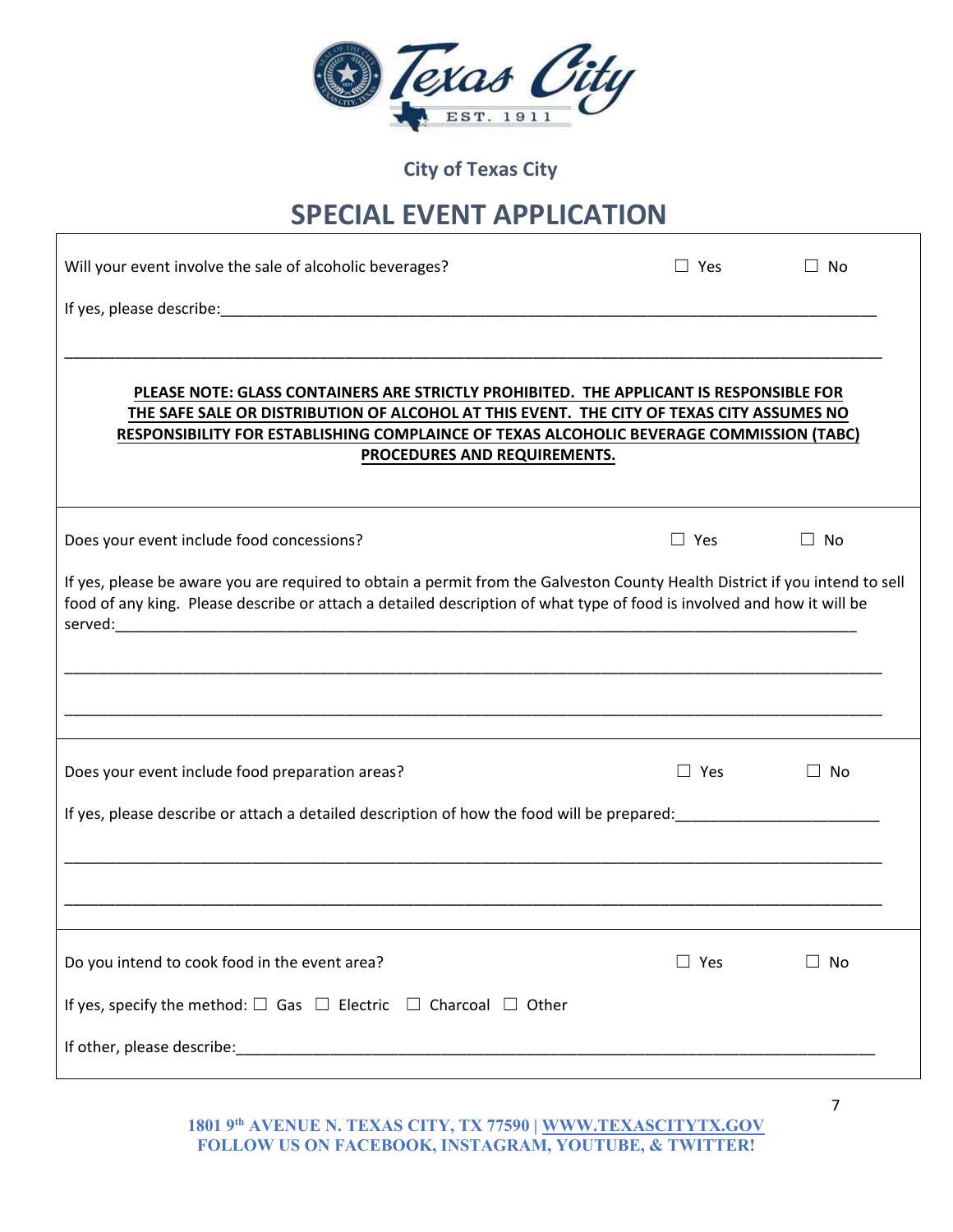City of Texas City

# SPECIAL EVENT APPLICATION

Will your event involve the sale of alcoholic beverages? ☐ Yes ☐ No

If yes, please describe:\_\_\_\_\_\_\_\_\_\_\_\_\_\_\_\_\_\_\_\_\_\_\_\_\_\_\_\_\_\_\_\_\_\_\_\_\_\_\_\_\_\_\_\_\_\_\_\_\_\_\_\_\_\_\_\_\_\_\_\_

\_\_\_\_\_\_\_\_\_\_\_\_\_\_\_\_\_\_\_\_\_\_\_\_\_\_\_\_\_\_\_\_\_\_\_\_\_\_\_\_\_\_\_\_\_\_\_\_\_\_\_\_\_\_\_\_\_\_\_\_\_\_\_\_\_\_\_\_\_\_\_\_\_\_

**PLEASE NOTE: GLASS CONTAINERS ARE STRICTLY PROHIBITED. THE APPLICANT IS RESPONSIBLE FOR THE SAFE SALE OR DISTRIBUTION OF ALCOHOL AT THIS EVENT. THE CITY OF TEXAS CITY ASSUMES NO RESPONSIBILITY FOR ESTABLISHING COMPLAINCE OF TEXAS ALCOHOLIC BEVERAGE COMMISSION (TABC) PROCEDURES AND REQUIREMENTS.**

Does your event include food concessions? ☐ Yes ☐ No

If yes, please be aware you are required to obtain a permit from the Galveston County Health District if you intend to sell food of any king. Please describe or attach a detailed description of what type of food is involved and how it will be served:\_\_\_\_\_\_\_\_\_\_\_\_\_\_\_\_\_\_\_\_\_\_\_\_\_\_\_\_\_\_\_\_\_\_\_\_\_\_\_\_\_\_\_\_\_\_\_\_\_\_\_\_\_\_\_\_\_\_\_\_\_\_\_\_

\_\_\_\_\_\_\_\_\_\_\_\_\_\_\_\_\_\_\_\_\_\_\_\_\_\_\_\_\_\_\_\_\_\_\_\_\_\_\_\_\_\_\_\_\_\_\_\_\_\_\_\_\_\_\_\_\_\_\_\_\_\_\_\_\_\_\_\_\_\_\_\_\_\_

\_\_\_\_\_\_\_\_\_\_\_\_\_\_\_\_\_\_\_\_\_\_\_\_\_\_\_\_\_\_\_\_\_\_\_\_\_\_\_\_\_\_\_\_\_\_\_\_\_\_\_\_\_\_\_\_\_\_\_\_\_\_\_\_\_\_\_\_\_\_\_\_\_\_

Does your event include food preparation areas? ☐ Yes ☐ No

If yes, please describe or attach a detailed description of how the food will be prepared:\_\_\_\_\_\_\_\_\_\_\_\_\_\_\_\_\_\_\_\_\_\_\_\_

\_\_\_\_\_\_\_\_\_\_\_\_\_\_\_\_\_\_\_\_\_\_\_\_\_\_\_\_\_\_\_\_\_\_\_\_\_\_\_\_\_\_\_\_\_\_\_\_\_\_\_\_\_\_\_\_\_\_\_\_\_\_\_\_\_\_\_\_\_\_\_\_\_\_

\_\_\_\_\_\_\_\_\_\_\_\_\_\_\_\_\_\_\_\_\_\_\_\_\_\_\_\_\_\_\_\_\_\_\_\_\_\_\_\_\_\_\_\_\_\_\_\_\_\_\_\_\_\_\_\_\_\_\_\_\_\_\_\_\_\_\_\_\_\_\_\_\_\_

Do you intend to cook food in the event area? ☐ Yes ☐ No

If yes, specify the method: ☐ Gas ☐ Electric ☐ Charcoal ☐ Other

If other, please describe:\_\_\_\_\_\_\_\_\_\_\_\_\_\_\_\_\_\_\_\_\_\_\_\_\_\_\_\_\_\_\_\_\_\_\_\_\_\_\_\_\_\_\_\_\_\_\_\_\_\_\_\_\_\_\_\_\_\_\_\_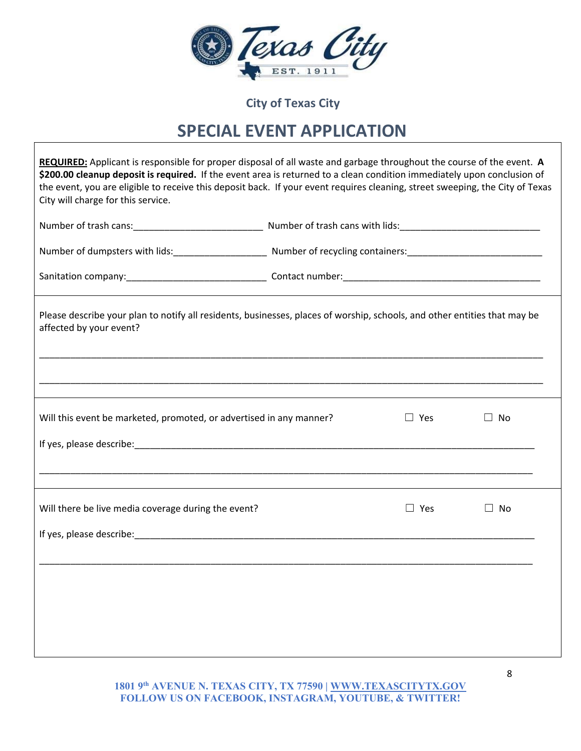City of Texas City

# SPECIAL EVENT APPLICATION

**REQUIRED:** Applicant is responsible for proper disposal of all waste and garbage throughout the course of the event. **A $200.00 cleanup deposit is required.** If the event area is returned to a clean condition immediately upon conclusion of the event, you are eligible to receive this deposit back. If your event requires cleaning, street sweeping, the City of Texas City will charge for this service.

Number of trash cans:_________________________ Number of trash cans with lids:___________________________

Number of dumpsters with lids:__________________ Number of recycling containers:__________________________

Sanitation company:___________________________ Contact number:______________________________________

---

Please describe your plan to notify all residents, businesses, places of worship, schools, and other entities that may be affected by your event?

_____________________________________________________________________________________________

_____________________________________________________________________________________________

---

Will this event be marketed, promoted, or advertised in any manner? ☐ Yes ☐ No

If yes, please describe:____________________________________________________________________________

_____________________________________________________________________________________________

---

Will there be live media coverage during the event? ☐ Yes ☐ No

If yes, please describe:____________________________________________________________________________

_____________________________________________________________________________________________

1801 9th AVENUE N. TEXAS CITY, TX 77590 | WWW.TEXASCITYTX.GOV
FOLLOW US ON FACEBOOK, INSTAGRAM, YOUTUBE, & TWITTER!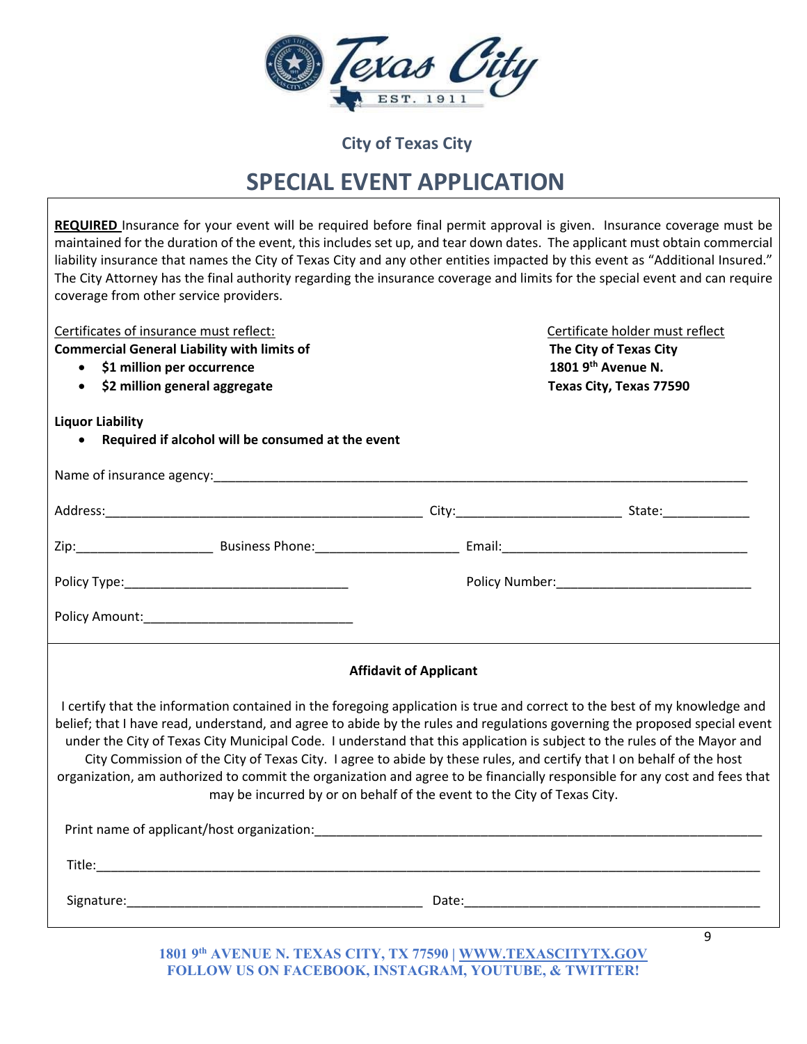City of Texas City

# SPECIAL EVENT APPLICATION

**REQUIRED** Insurance for your event will be required before final permit approval is given. Insurance coverage must be maintained for the duration of the event, this includes set up, and tear down dates. The applicant must obtain commercial liability insurance that names the City of Texas City and any other entities impacted by this event as "Additional Insured." The City Attorney has the final authority regarding the insurance coverage and limits for the special event and can require coverage from other service providers.

Certificates of insurance must reflect:
**Commercial General Liability with limits of**

- **$1 million per occurrence**
- **$2 million general aggregate**

Certificate holder must reflect
**The City of Texas City**
**1801 9th Avenue N.**
**Texas City, Texas 77590**

**Liquor Liability**

- **Required if alcohol will be consumed at the event**

Name of insurance agency:______________________________________________________________

Address:____________________________________ City:__________________ State:__________

Zip:_______________ Business Phone:________________ Email:____________________________

Policy Type:__________________________ Policy Number:________________________

Policy Amount:________________________

**Affidavit of Applicant**

I certify that the information contained in the foregoing application is true and correct to the best of my knowledge and belief; that I have read, understand, and agree to abide by the rules and regulations governing the proposed special event under the City of Texas City Municipal Code. I understand that this application is subject to the rules of the Mayor and City Commission of the City of Texas City. I agree to abide by these rules, and certify that I on behalf of the host organization, am authorized to commit the organization and agree to be financially responsible for any cost and fees that may be incurred by or on behalf of the event to the City of Texas City.

Print name of applicant/host organization:____________________________________________________

Title:__________________________________________________________________________

Signature:__________________________________ Date:__________________________________

1801 9th AVENUE N. TEXAS CITY, TX 77590 | WWW.TEXASCITYTX.GOV
FOLLOW US ON FACEBOOK, INSTAGRAM, YOUTUBE, & TWITTER!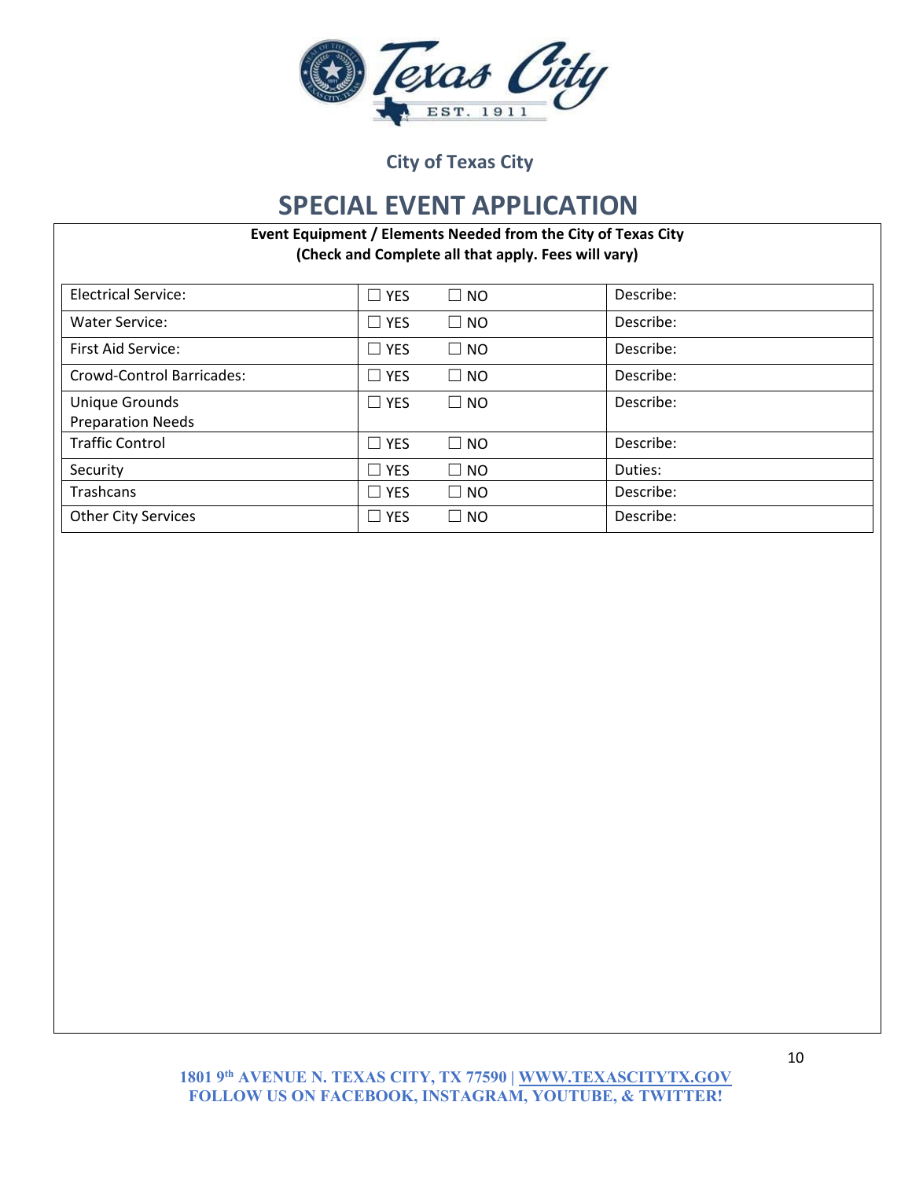City of Texas City

# SPECIAL EVENT APPLICATION

**Event Equipment / Elements Needed from the City of Texas City**
**(Check and Complete all that apply. Fees will vary)**

| | | | |
|---|---|---|---|
| Electrical Service: | ☐ YES | ☐ NO | Describe: |
| Water Service: | ☐ YES | ☐ NO | Describe: |
| First Aid Service: | ☐ YES | ☐ NO | Describe: |
| Crowd-Control Barricades: | ☐ YES | ☐ NO | Describe: |
| Unique Grounds Preparation Needs | ☐ YES | ☐ NO | Describe: |
| Traffic Control | ☐ YES | ☐ NO | Describe: |
| Security | ☐ YES | ☐ NO | Duties: |
| Trashcans | ☐ YES | ☐ NO | Describe: |
| Other City Services | ☐ YES | ☐ NO | Describe: |

1801 9th AVENUE N. TEXAS CITY, TX 77590 | WWW.TEXASCITYTX.GOV
FOLLOW US ON FACEBOOK, INSTAGRAM, YOUTUBE, & TWITTER!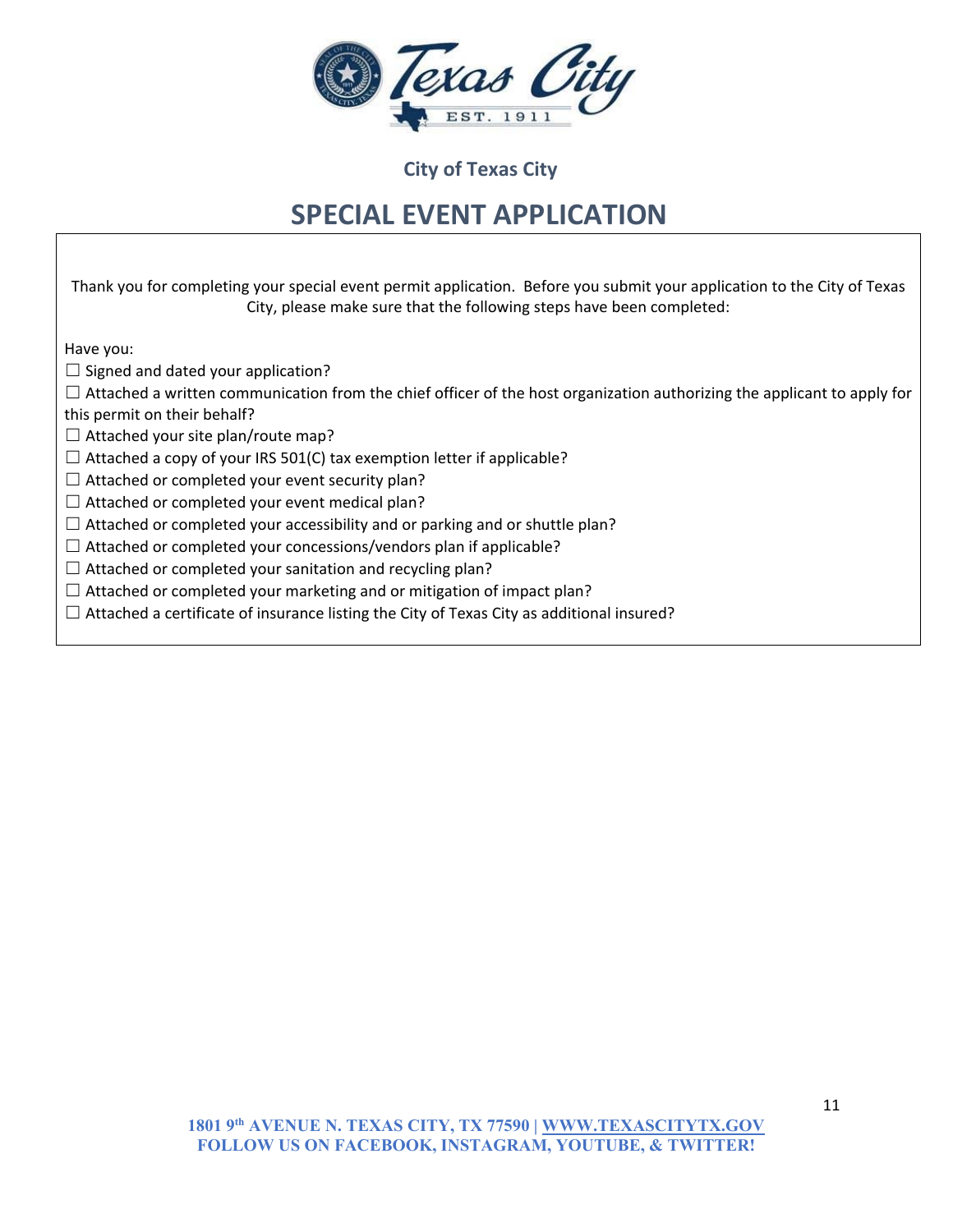City of Texas City

# SPECIAL EVENT APPLICATION

Thank you for completing your special event permit application. Before you submit your application to the City of Texas City, please make sure that the following steps have been completed:

Have you:

☐ Signed and dated your application?
☐ Attached a written communication from the chief officer of the host organization authorizing the applicant to apply for this permit on their behalf?
☐ Attached your site plan/route map?
☐ Attached a copy of your IRS 501(C) tax exemption letter if applicable?
☐ Attached or completed your event security plan?
☐ Attached or completed your event medical plan?
☐ Attached or completed your accessibility and or parking and or shuttle plan?
☐ Attached or completed your concessions/vendors plan if applicable?
☐ Attached or completed your sanitation and recycling plan?
☐ Attached or completed your marketing and or mitigation of impact plan?
☐ Attached a certificate of insurance listing the City of Texas City as additional insured?